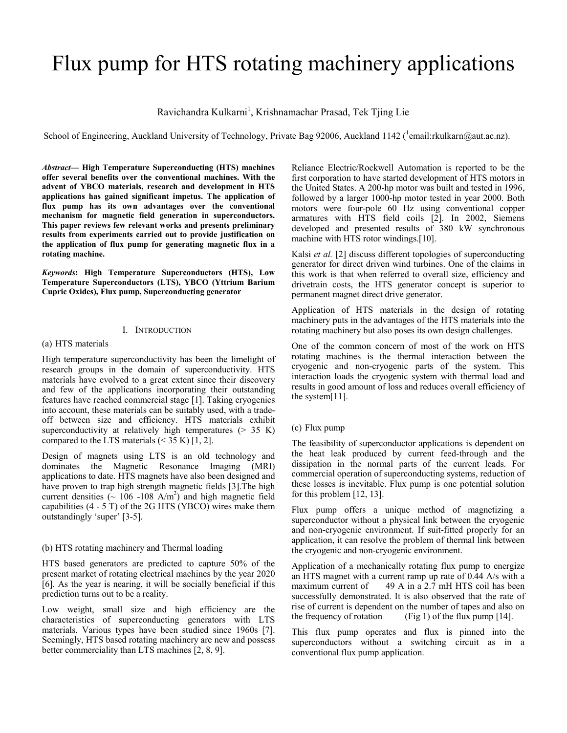# Flux pump for HTS rotating machinery applications

Ravichandra Kulkarni[1], Krishnamachar Prasad, Tek Tjing Lie

School of Engineering, Auckland University of Technology, Private Bag 92006, Auckland 1142 ([1]email:rkulkarn@aut.ac.nz).

***Abstract*— High Temperature Superconducting (HTS) machines offer several benefits over the conventional machines. With the advent of YBCO materials, research and development in HTS applications has gained significant impetus. The application of flux pump has its own advantages over the conventional mechanism for magnetic field generation in superconductors. This paper reviews few relevant works and presents preliminary results from experiments carried out to provide justification on the application of flux pump for generating magnetic flux in a rotating machine.**

***Keywords*: High Temperature Superconductors (HTS), Low Temperature Superconductors (LTS), YBCO (Yttrium Barium Cupric Oxides), Flux pump, Superconducting generator**

## I. Introduction

### (a) HTS materials

High temperature superconductivity has been the limelight of research groups in the domain of superconductivity. HTS materials have evolved to a great extent since their discovery and few of the applications incorporating their outstanding features have reached commercial stage [1]. Taking cryogenics into account, these materials can be suitably used, with a trade-off between size and efficiency. HTS materials exhibit superconductivity at relatively high temperatures (> 35 K) compared to the LTS materials (< 35 K) [1, 2].

Design of magnets using LTS is an old technology and dominates the Magnetic Resonance Imaging (MRI) applications to date. HTS magnets have also been designed and have proven to trap high strength magnetic fields [3].The high current densities (~ 106 -108 A/m$^2$) and high magnetic field capabilities (4 - 5 T) of the 2G HTS (YBCO) wires make them outstandingly 'super' [3-5].

### (b) HTS rotating machinery and Thermal loading

HTS based generators are predicted to capture 50% of the present market of rotating electrical machines by the year 2020 [6]. As the year is nearing, it will be socially beneficial if this prediction turns out to be a reality.

Low weight, small size and high efficiency are the characteristics of superconducting generators with LTS materials. Various types have been studied since 1960s [7]. Seemingly, HTS based rotating machinery are new and possess better commerciality than LTS machines [2, 8, 9].

Reliance Electric/Rockwell Automation is reported to be the first corporation to have started development of HTS motors in the United States. A 200-hp motor was built and tested in 1996, followed by a larger 1000-hp motor tested in year 2000. Both motors were four-pole 60 Hz using conventional copper armatures with HTS field coils [2]. In 2002, Siemens developed and presented results of 380 kW synchronous machine with HTS rotor windings.[10].

Kalsi *et al.* [2] discuss different topologies of superconducting generator for direct driven wind turbines. One of the claims in this work is that when referred to overall size, efficiency and drivetrain costs, the HTS generator concept is superior to permanent magnet direct drive generator.

Application of HTS materials in the design of rotating machinery puts in the advantages of the HTS materials into the rotating machinery but also poses its own design challenges.

One of the common concern of most of the work on HTS rotating machines is the thermal interaction between the cryogenic and non-cryogenic parts of the system. This interaction loads the cryogenic system with thermal load and results in good amount of loss and reduces overall efficiency of the system[11].

### (c) Flux pump

The feasibility of superconductor applications is dependent on the heat leak produced by current feed-through and the dissipation in the normal parts of the current leads. For commercial operation of superconducting systems, reduction of these losses is inevitable. Flux pump is one potential solution for this problem [12, 13].

Flux pump offers a unique method of magnetizing a superconductor without a physical link between the cryogenic and non-cryogenic environment. If suit-fitted properly for an application, it can resolve the problem of thermal link between the cryogenic and non-cryogenic environment.

Application of a mechanically rotating flux pump to energize an HTS magnet with a current ramp up rate of 0.44 A/s with a maximum current of 49 A in a 2.7 mH HTS coil has been successfully demonstrated. It is also observed that the rate of rise of current is dependent on the number of tapes and also on the frequency of rotation (Fig 1) of the flux pump [14].

This flux pump operates and flux is pinned into the superconductors without a switching circuit as in a conventional flux pump application.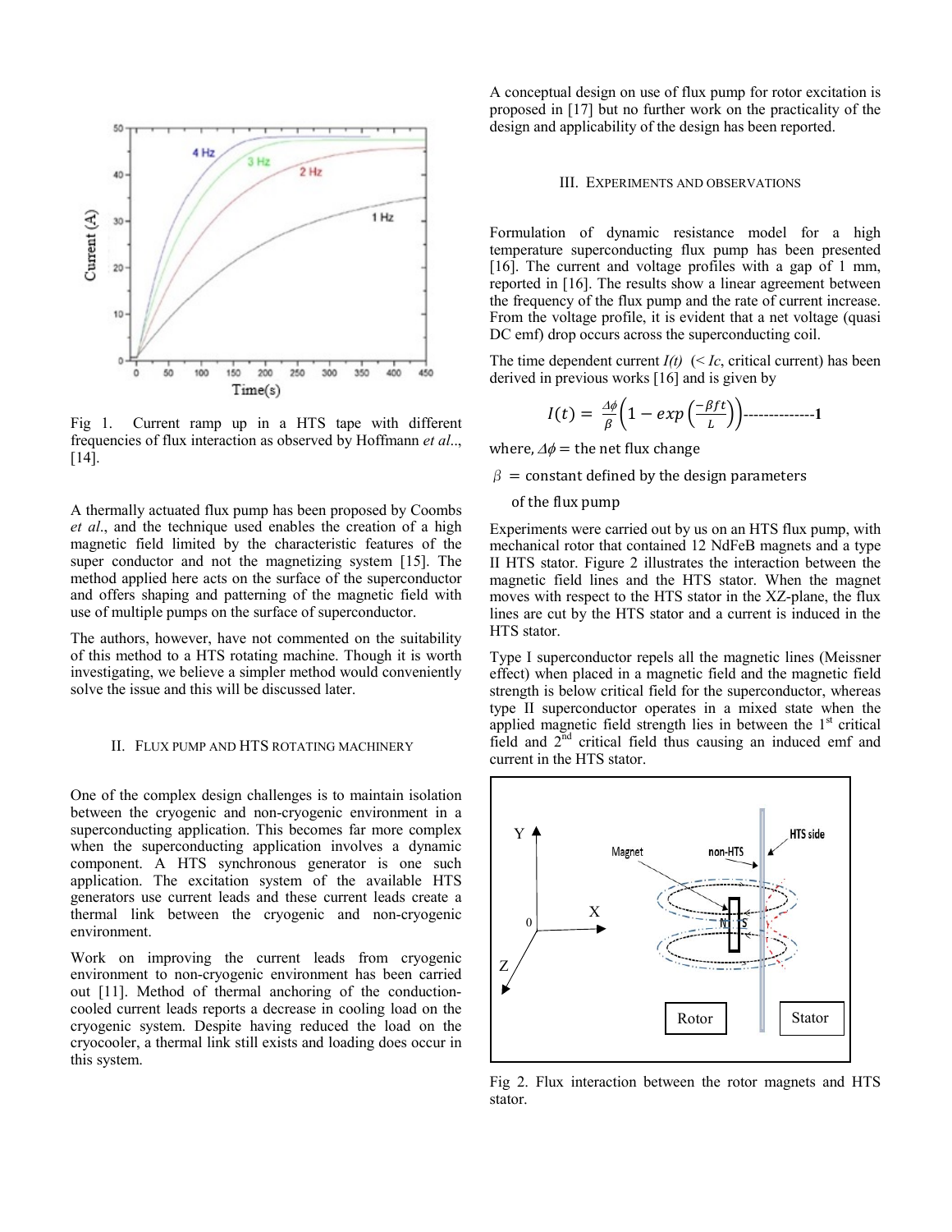Fig 1. Current ramp up in a HTS tape with different frequencies of flux interaction as observed by Hoffmann *et al*.., [14].

A thermally actuated flux pump has been proposed by Coombs *et al*., and the technique used enables the creation of a high magnetic field limited by the characteristic features of the super conductor and not the magnetizing system [15]. The method applied here acts on the surface of the superconductor and offers shaping and patterning of the magnetic field with use of multiple pumps on the surface of superconductor.

The authors, however, have not commented on the suitability of this method to a HTS rotating machine. Though it is worth investigating, we believe a simpler method would conveniently solve the issue and this will be discussed later.

## II. Flux pump and HTS rotating machinery

One of the complex design challenges is to maintain isolation between the cryogenic and non-cryogenic environment in a superconducting application. This becomes far more complex when the superconducting application involves a dynamic component. A HTS synchronous generator is one such application. The excitation system of the available HTS generators use current leads and these current leads create a thermal link between the cryogenic and non-cryogenic environment.

Work on improving the current leads from cryogenic environment to non-cryogenic environment has been carried out [11]. Method of thermal anchoring of the conduction-cooled current leads reports a decrease in cooling load on the cryogenic system. Despite having reduced the load on the cryocooler, a thermal link still exists and loading does occur in this system.

A conceptual design on use of flux pump for rotor excitation is proposed in [17] but no further work on the practicality of the design and applicability of the design has been reported.

## III. Experiments and observations

Formulation of dynamic resistance model for a high temperature superconducting flux pump has been presented [16]. The current and voltage profiles with a gap of 1 mm, reported in [16]. The results show a linear agreement between the frequency of the flux pump and the rate of current increase. From the voltage profile, it is evident that a net voltage (quasi DC emf) drop occurs across the superconducting coil.

The time dependent current $I(t)$ ($< I_c$, critical current) has been derived in previous works [16] and is given by

$$I(t) = \frac{\Delta\phi}{\beta}\left(1 - exp\left(\frac{-\beta f t}{L}\right)\right) \quad \text{-------------}\mathbf{1}$$

where, $\Delta\phi$ = the net flux change

$\beta$ = constant defined by the design parameters of the flux pump

Experiments were carried out by us on an HTS flux pump, with mechanical rotor that contained 12 NdFeB magnets and a type II HTS stator. Figure 2 illustrates the interaction between the magnetic field lines and the HTS stator. When the magnet moves with respect to the HTS stator in the XZ-plane, the flux lines are cut by the HTS stator and a current is induced in the HTS stator.

Type I superconductor repels all the magnetic lines (Meissner effect) when placed in a magnetic field and the magnetic field strength is below critical field for the superconductor, whereas type II superconductor operates in a mixed state when the applied magnetic field strength lies in between the 1st critical field and 2nd critical field thus causing an induced emf and current in the HTS stator.

Fig 2. Flux interaction between the rotor magnets and HTS stator.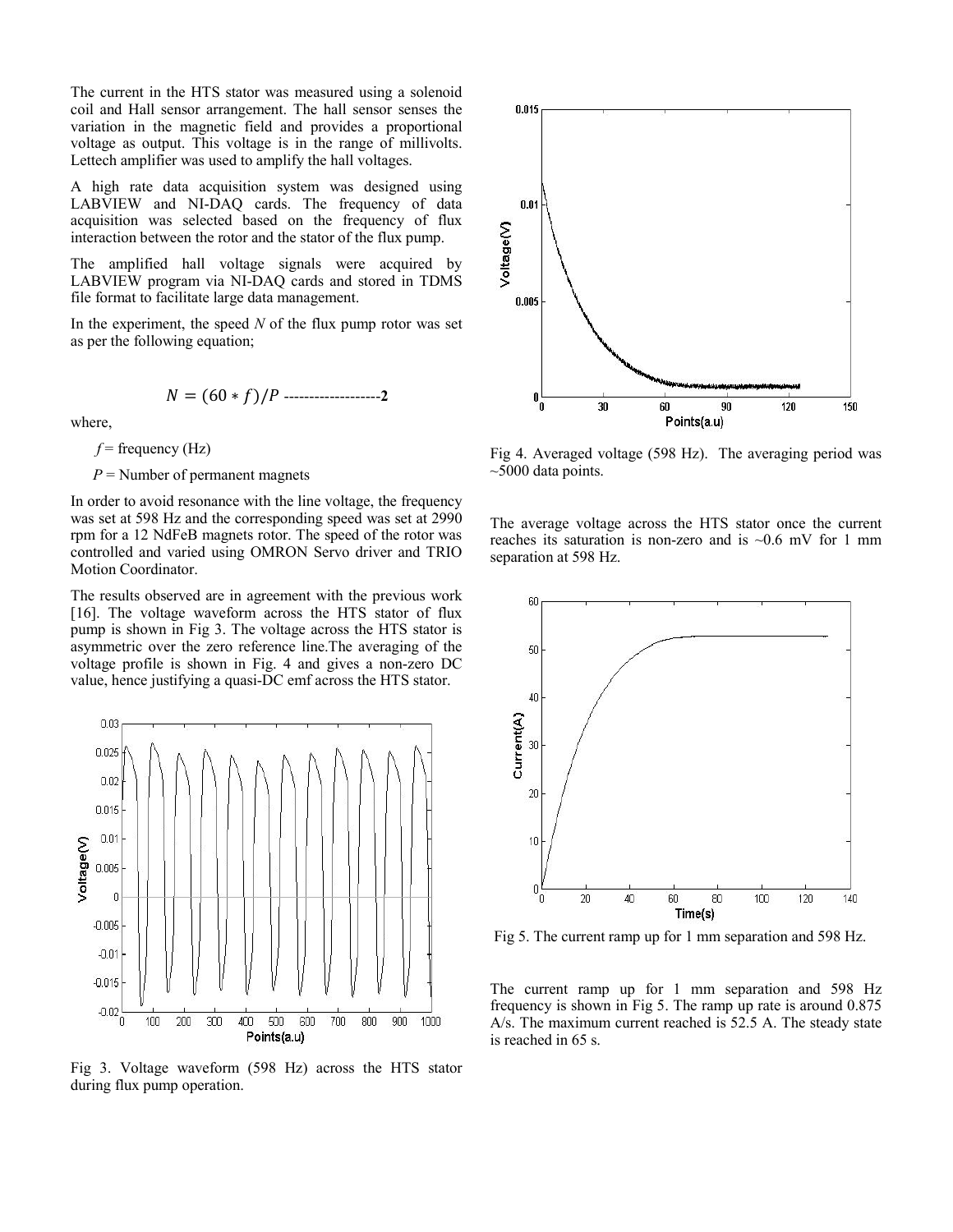The current in the HTS stator was measured using a solenoid coil and Hall sensor arrangement. The hall sensor senses the variation in the magnetic field and provides a proportional voltage as output. This voltage is in the range of millivolts. Lettech amplifier was used to amplify the hall voltages.

A high rate data acquisition system was designed using LABVIEW and NI-DAQ cards. The frequency of data acquisition was selected based on the frequency of flux interaction between the rotor and the stator of the flux pump.

The amplified hall voltage signals were acquired by LABVIEW program via NI-DAQ cards and stored in TDMS file format to facilitate large data management.

In the experiment, the speed *N* of the flux pump rotor was set as per the following equation;

$$N = (60 * f)/P \quad \text{-------------------} \mathbf{2}$$

where,

$f$ = frequency (Hz)

$P$ = Number of permanent magnets

In order to avoid resonance with the line voltage, the frequency was set at 598 Hz and the corresponding speed was set at 2990 rpm for a 12 NdFeB magnets rotor. The speed of the rotor was controlled and varied using OMRON Servo driver and TRIO Motion Coordinator.

The results observed are in agreement with the previous work [16]. The voltage waveform across the HTS stator of flux pump is shown in Fig 3. The voltage across the HTS stator is asymmetric over the zero reference line.The averaging of the voltage profile is shown in Fig. 4 and gives a non-zero DC value, hence justifying a quasi-DC emf across the HTS stator.

Fig 3. Voltage waveform (598 Hz) across the HTS stator during flux pump operation.

Fig 4. Averaged voltage (598 Hz). The averaging period was ~5000 data points.

The average voltage across the HTS stator once the current reaches its saturation is non-zero and is ~0.6 mV for 1 mm separation at 598 Hz.

Fig 5. The current ramp up for 1 mm separation and 598 Hz.

The current ramp up for 1 mm separation and 598 Hz frequency is shown in Fig 5. The ramp up rate is around 0.875 A/s. The maximum current reached is 52.5 A. The steady state is reached in 65 s.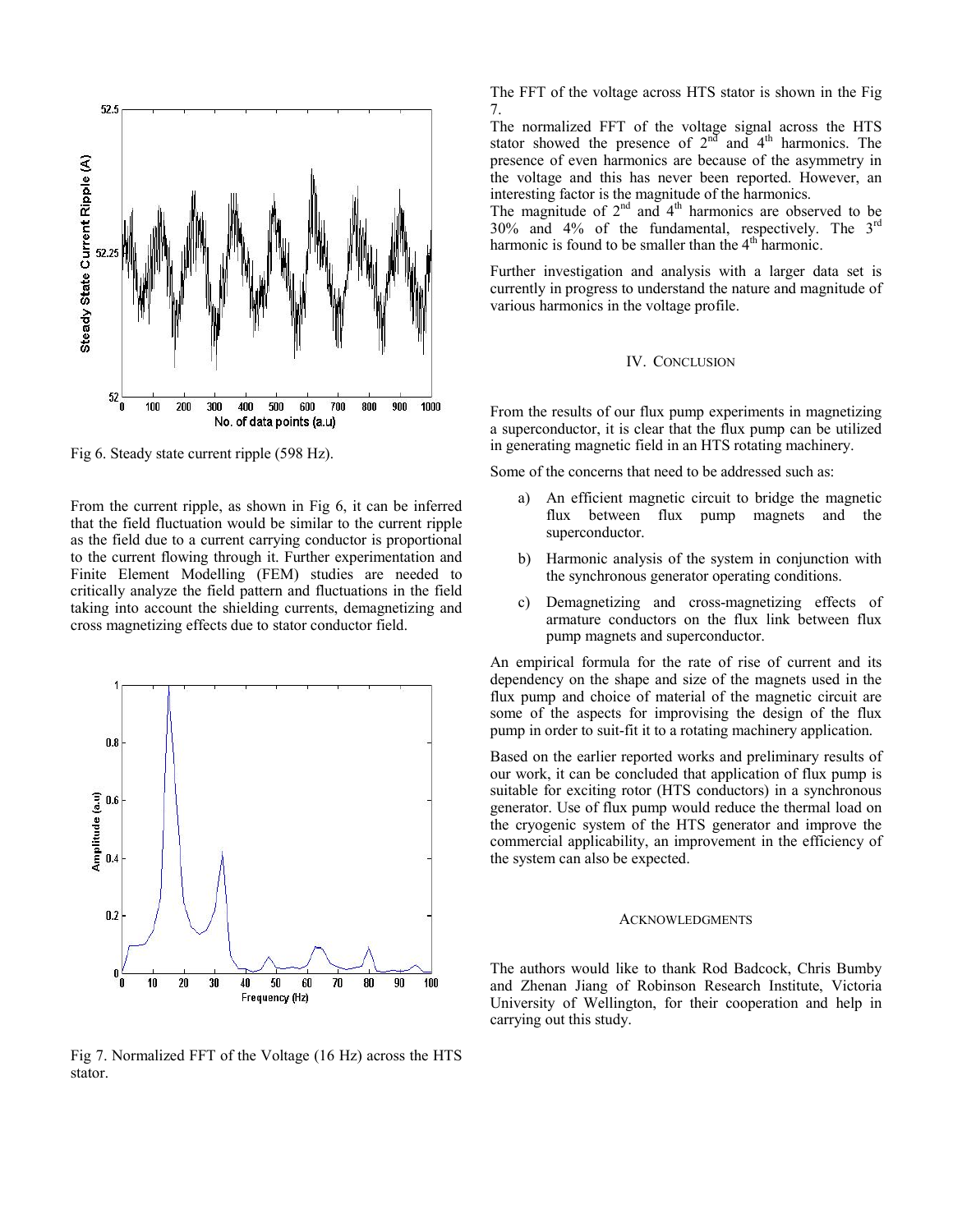Fig 6. Steady state current ripple (598 Hz).

From the current ripple, as shown in Fig 6, it can be inferred that the field fluctuation would be similar to the current ripple as the field due to a current carrying conductor is proportional to the current flowing through it. Further experimentation and Finite Element Modelling (FEM) studies are needed to critically analyze the field pattern and fluctuations in the field taking into account the shielding currents, demagnetizing and cross magnetizing effects due to stator conductor field.

Fig 7. Normalized FFT of the Voltage (16 Hz) across the HTS stator.

The FFT of the voltage across HTS stator is shown in the Fig 7.

The normalized FFT of the voltage signal across the HTS stator showed the presence of 2nd and 4th harmonics. The presence of even harmonics are because of the asymmetry in the voltage and this has never been reported. However, an interesting factor is the magnitude of the harmonics.

The magnitude of 2nd and 4th harmonics are observed to be 30% and 4% of the fundamental, respectively. The 3rd harmonic is found to be smaller than the 4th harmonic.

Further investigation and analysis with a larger data set is currently in progress to understand the nature and magnitude of various harmonics in the voltage profile.

## IV. Conclusion

From the results of our flux pump experiments in magnetizing a superconductor, it is clear that the flux pump can be utilized in generating magnetic field in an HTS rotating machinery.

Some of the concerns that need to be addressed such as:

a) An efficient magnetic circuit to bridge the magnetic flux between flux pump magnets and the superconductor.

b) Harmonic analysis of the system in conjunction with the synchronous generator operating conditions.

c) Demagnetizing and cross-magnetizing effects of armature conductors on the flux link between flux pump magnets and superconductor.

An empirical formula for the rate of rise of current and its dependency on the shape and size of the magnets used in the flux pump and choice of material of the magnetic circuit are some of the aspects for improvising the design of the flux pump in order to suit-fit it to a rotating machinery application.

Based on the earlier reported works and preliminary results of our work, it can be concluded that application of flux pump is suitable for exciting rotor (HTS conductors) in a synchronous generator. Use of flux pump would reduce the thermal load on the cryogenic system of the HTS generator and improve the commercial applicability, an improvement in the efficiency of the system can also be expected.

## Acknowledgments

The authors would like to thank Rod Badcock, Chris Bumby and Zhenan Jiang of Robinson Research Institute, Victoria University of Wellington, for their cooperation and help in carrying out this study.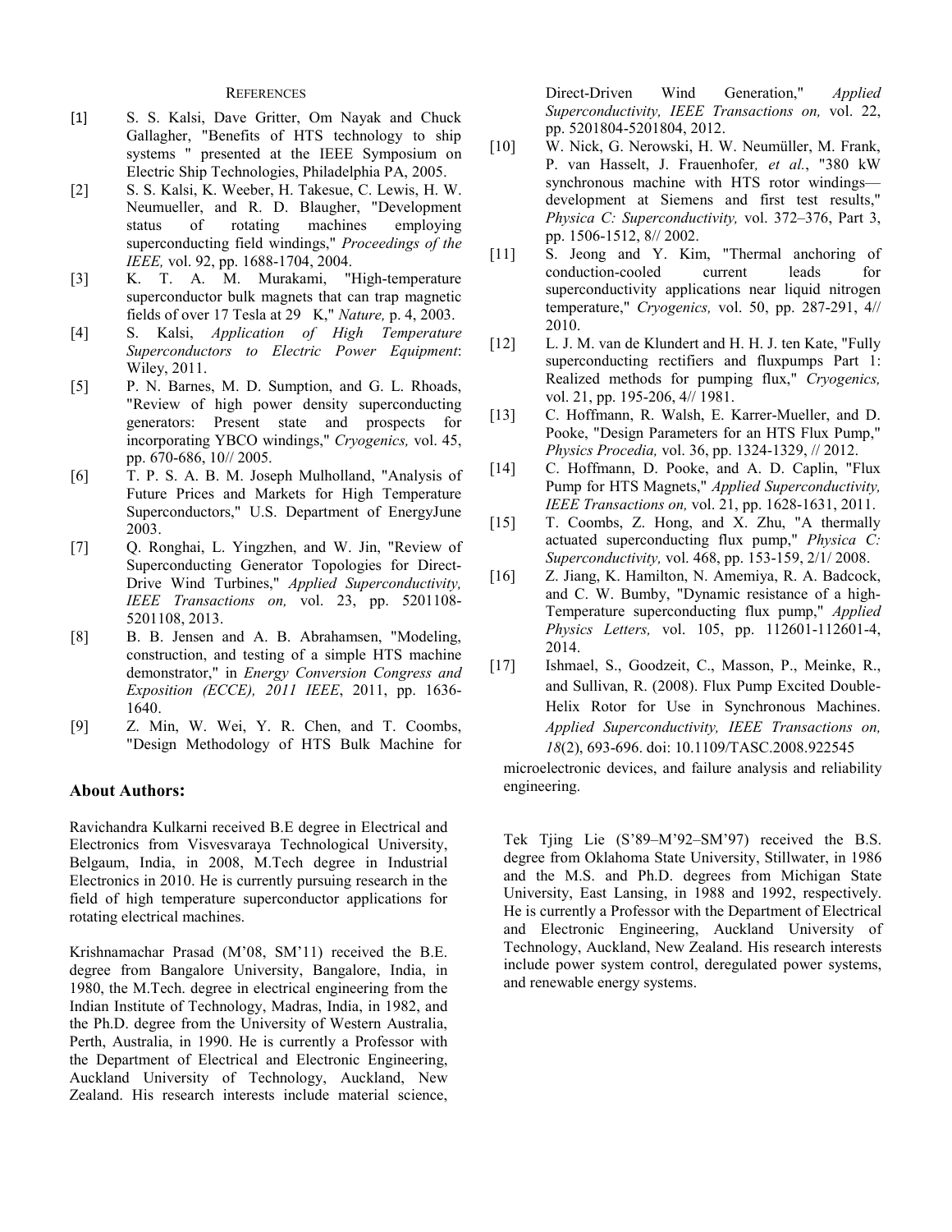## References

[1] S. S. Kalsi, Dave Gritter, Om Nayak and Chuck Gallagher, "Benefits of HTS technology to ship systems " presented at the IEEE Symposium on Electric Ship Technologies, Philadelphia PA, 2005.

[2] S. S. Kalsi, K. Weeber, H. Takesue, C. Lewis, H. W. Neumueller, and R. D. Blaugher, "Development status of rotating machines employing superconducting field windings," *Proceedings of the IEEE,* vol. 92, pp. 1688-1704, 2004.

[3] K. T. A. M. Murakami, "High-temperature superconductor bulk magnets that can trap magnetic fields of over 17 Tesla at 29 K," *Nature,* p. 4, 2003.

[4] S. Kalsi, *Application of High Temperature Superconductors to Electric Power Equipment*: Wiley, 2011.

[5] P. N. Barnes, M. D. Sumption, and G. L. Rhoads, "Review of high power density superconducting generators: Present state and prospects for incorporating YBCO windings," *Cryogenics,* vol. 45, pp. 670-686, 10// 2005.

[6] T. P. S. A. B. M. Joseph Mulholland, "Analysis of Future Prices and Markets for High Temperature Superconductors," U.S. Department of EnergyJune 2003.

[7] Q. Ronghai, L. Yingzhen, and W. Jin, "Review of Superconducting Generator Topologies for Direct-Drive Wind Turbines," *Applied Superconductivity, IEEE Transactions on,* vol. 23, pp. 5201108-5201108, 2013.

[8] B. B. Jensen and A. B. Abrahamsen, "Modeling, construction, and testing of a simple HTS machine demonstrator," in *Energy Conversion Congress and Exposition (ECCE), 2011 IEEE*, 2011, pp. 1636-1640.

[9] Z. Min, W. Wei, Y. R. Chen, and T. Coombs, "Design Methodology of HTS Bulk Machine for Direct-Driven Wind Generation," *Applied Superconductivity, IEEE Transactions on,* vol. 22, pp. 5201804-5201804, 2012.

[10] W. Nick, G. Nerowski, H. W. Neumüller, M. Frank, P. van Hasselt, J. Frauenhofer*, et al.*, "380 kW synchronous machine with HTS rotor windings—development at Siemens and first test results," *Physica C: Superconductivity,* vol. 372–376, Part 3, pp. 1506-1512, 8// 2002.

[11] S. Jeong and Y. Kim, "Thermal anchoring of conduction-cooled current leads for superconductivity applications near liquid nitrogen temperature," *Cryogenics,* vol. 50, pp. 287-291, 4// 2010.

[12] L. J. M. van de Klundert and H. H. J. ten Kate, "Fully superconducting rectifiers and fluxpumps Part 1: Realized methods for pumping flux," *Cryogenics,* vol. 21, pp. 195-206, 4// 1981.

[13] C. Hoffmann, R. Walsh, E. Karrer-Mueller, and D. Pooke, "Design Parameters for an HTS Flux Pump," *Physics Procedia,* vol. 36, pp. 1324-1329, // 2012.

[14] C. Hoffmann, D. Pooke, and A. D. Caplin, "Flux Pump for HTS Magnets," *Applied Superconductivity, IEEE Transactions on,* vol. 21, pp. 1628-1631, 2011.

[15] T. Coombs, Z. Hong, and X. Zhu, "A thermally actuated superconducting flux pump," *Physica C: Superconductivity,* vol. 468, pp. 153-159, 2/1/ 2008.

[16] Z. Jiang, K. Hamilton, N. Amemiya, R. A. Badcock, and C. W. Bumby, "Dynamic resistance of a high-Temperature superconducting flux pump," *Applied Physics Letters,* vol. 105, pp. 112601-112601-4, 2014.

[17] Ishmael, S., Goodzeit, C., Masson, P., Meinke, R., and Sullivan, R. (2008). Flux Pump Excited Double-Helix Rotor for Use in Synchronous Machines. *Applied Superconductivity, IEEE Transactions on, 18*(2), 693-696. doi: 10.1109/TASC.2008.922545

## About Authors:

Ravichandra Kulkarni received B.E degree in Electrical and Electronics from Visvesvaraya Technological University, Belgaum, India, in 2008, M.Tech degree in Industrial Electronics in 2010. He is currently pursuing research in the field of high temperature superconductor applications for rotating electrical machines.

Krishnamachar Prasad (M'08, SM'11) received the B.E. degree from Bangalore University, Bangalore, India, in 1980, the M.Tech. degree in electrical engineering from the Indian Institute of Technology, Madras, India, in 1982, and the Ph.D. degree from the University of Western Australia, Perth, Australia, in 1990. He is currently a Professor with the Department of Electrical and Electronic Engineering, Auckland University of Technology, Auckland, New Zealand. His research interests include material science, microelectronic devices, and failure analysis and reliability engineering.

Tek Tjing Lie (S'89–M'92–SM'97) received the B.S. degree from Oklahoma State University, Stillwater, in 1986 and the M.S. and Ph.D. degrees from Michigan State University, East Lansing, in 1988 and 1992, respectively. He is currently a Professor with the Department of Electrical and Electronic Engineering, Auckland University of Technology, Auckland, New Zealand. His research interests include power system control, deregulated power systems, and renewable energy systems.